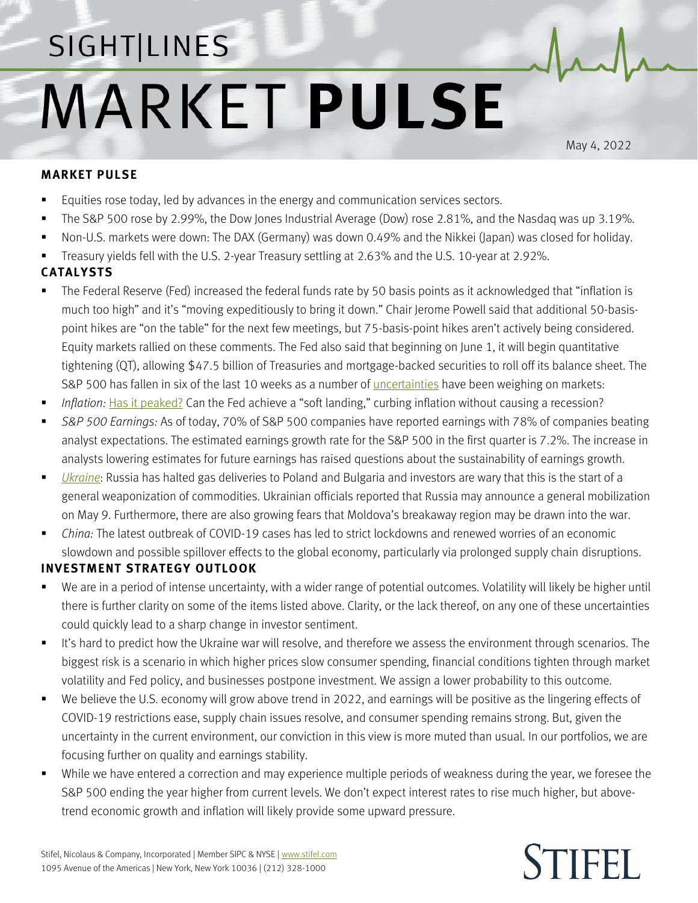# SIGHT|LINES MARKET PULSE

May 4, 2022

## MARKET PULSE

- Equities rose today, led by advances in the energy and communication services sectors.
- The S&P 500 rose by 2.99%, the Dow Jones Industrial Average (Dow) rose 2.81%, and the Nasdaq was up 3.19%.
- Non-U.S. markets were down: The DAX (Germany) was down 0.49% and the Nikkei (Japan) was closed for holiday.
- Treasury yields fell with the U.S. 2-year Treasury settling at 2.63% and the U.S. 10-year at 2.92%.

## CATALYSTS

- The Federal Reserve (Fed) increased the federal funds rate by 50 basis points as it acknowledged that "inflation is much too high" and it's "moving expeditiously to bring it down." Chair Jerome Powell said that additional 50-basis-point hikes are "on the table" for the next few meetings, but 75-basis-point hikes aren't actively being considered. Equity markets rallied on these comments. The Fed also said that beginning on June 1, it will begin quantitative tightening (QT), allowing $47.5 billion of Treasuries and mortgage-backed securities to roll off its balance sheet. The S&P 500 has fallen in six of the last 10 weeks as a number of uncertainties have been weighing on markets:
- *Inflation:* Has it peaked? Can the Fed achieve a "soft landing," curbing inflation without causing a recession?
- *S&P 500 Earnings:* As of today, 70% of S&P 500 companies have reported earnings with 78% of companies beating analyst expectations. The estimated earnings growth rate for the S&P 500 in the first quarter is 7.2%. The increase in analysts lowering estimates for future earnings has raised questions about the sustainability of earnings growth.
- *Ukraine*: Russia has halted gas deliveries to Poland and Bulgaria and investors are wary that this is the start of a general weaponization of commodities. Ukrainian officials reported that Russia may announce a general mobilization on May 9. Furthermore, there are also growing fears that Moldova's breakaway region may be drawn into the war.
- *China:* The latest outbreak of COVID-19 cases has led to strict lockdowns and renewed worries of an economic slowdown and possible spillover effects to the global economy, particularly via prolonged supply chain disruptions.

## INVESTMENT STRATEGY OUTLOOK

- We are in a period of intense uncertainty, with a wider range of potential outcomes. Volatility will likely be higher until there is further clarity on some of the items listed above. Clarity, or the lack thereof, on any one of these uncertainties could quickly lead to a sharp change in investor sentiment.
- It's hard to predict how the Ukraine war will resolve, and therefore we assess the environment through scenarios. The biggest risk is a scenario in which higher prices slow consumer spending, financial conditions tighten through market volatility and Fed policy, and businesses postpone investment. We assign a lower probability to this outcome.
- We believe the U.S. economy will grow above trend in 2022, and earnings will be positive as the lingering effects of COVID-19 restrictions ease, supply chain issues resolve, and consumer spending remains strong. But, given the uncertainty in the current environment, our conviction in this view is more muted than usual. In our portfolios, we are focusing further on quality and earnings stability.
- While we have entered a correction and may experience multiple periods of weakness during the year, we foresee the S&P 500 ending the year higher from current levels. We don't expect interest rates to rise much higher, but above-trend economic growth and inflation will likely provide some upward pressure.

Stifel, Nicolaus & Company, Incorporated | Member SIPC & NYSE | www.stifel.com
1095 Avenue of the Americas | New York, New York 10036 | (212) 328-1000

STIFEL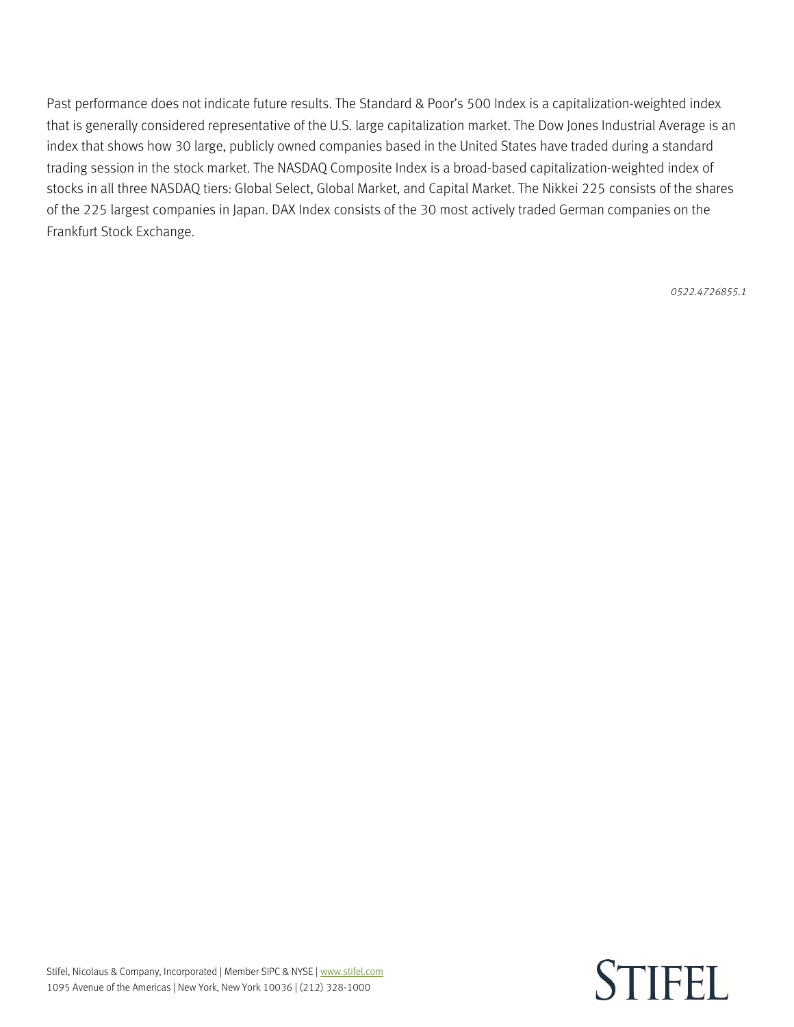Past performance does not indicate future results. The Standard & Poor's 500 Index is a capitalization-weighted index that is generally considered representative of the U.S. large capitalization market. The Dow Jones Industrial Average is an index that shows how 30 large, publicly owned companies based in the United States have traded during a standard trading session in the stock market. The NASDAQ Composite Index is a broad-based capitalization-weighted index of stocks in all three NASDAQ tiers: Global Select, Global Market, and Capital Market. The Nikkei 225 consists of the shares of the 225 largest companies in Japan. DAX Index consists of the 30 most actively traded German companies on the Frankfurt Stock Exchange.

*0522.4726855.1*

Stifel, Nicolaus & Company, Incorporated | Member SIPC & NYSE | www.stifel.com
1095 Avenue of the Americas | New York, New York 10036 | (212) 328-1000

STIFEL